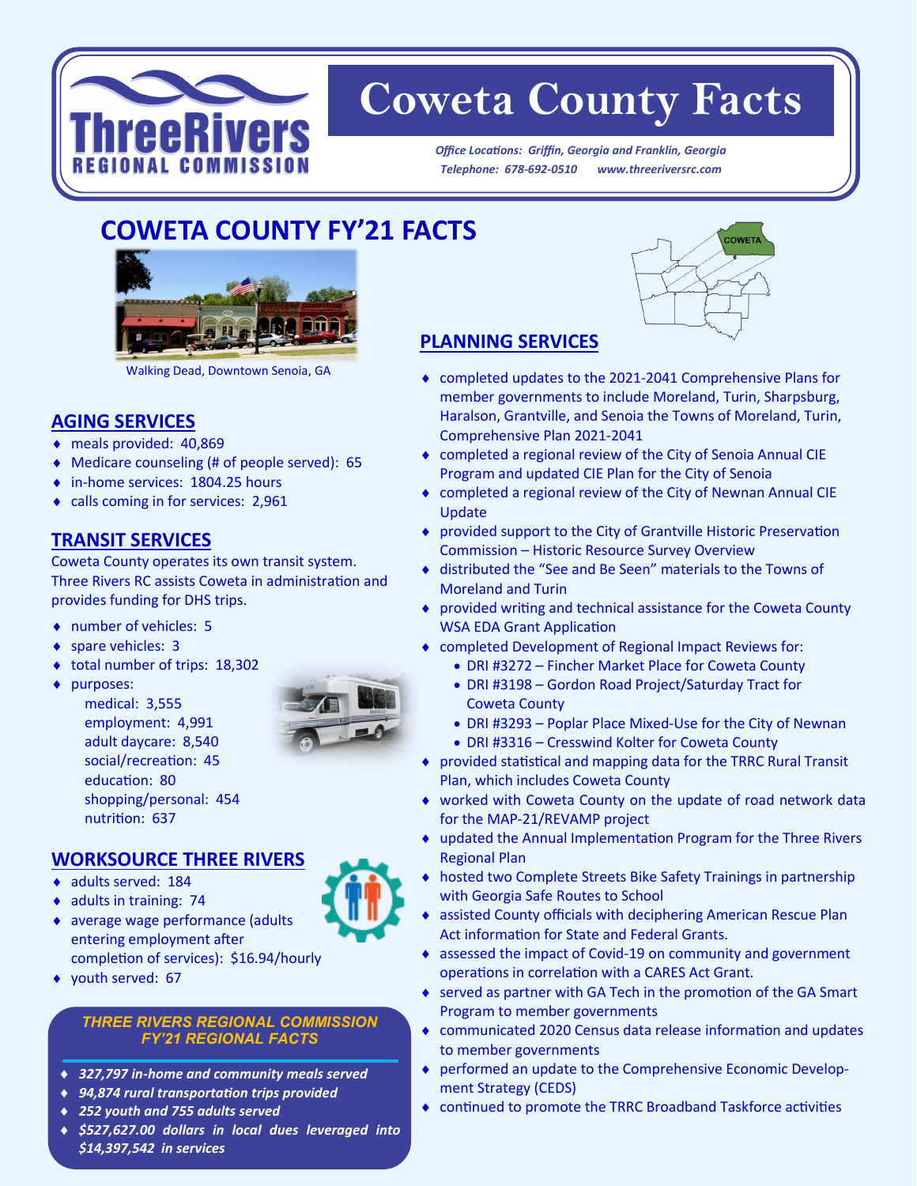# Coweta County Facts

*Office Locations: Griffin, Georgia and Franklin, Georgia*
*Telephone: 678-692-0510 www.threeriversrc.com*

## COWETA COUNTY FY'21 FACTS

Walking Dead, Downtown Senoia, GA

### AGING SERVICES

- meals provided: 40,869
- Medicare counseling (# of people served): 65
- in-home services: 1804.25 hours
- calls coming in for services: 2,961

### TRANSIT SERVICES

Coweta County operates its own transit system. Three Rivers RC assists Coweta in administration and provides funding for DHS trips.

- number of vehicles: 5
- spare vehicles: 3
- total number of trips: 18,302
- purposes:
  - medical: 3,555
  - employment: 4,991
  - adult daycare: 8,540
  - social/recreation: 45
  - education: 80
  - shopping/personal: 454
  - nutrition: 637

### WORKSOURCE THREE RIVERS

- adults served: 184
- adults in training: 74
- average wage performance (adults entering employment after completion of services): $16.94/hourly
- youth served: 67

***THREE RIVERS REGIONAL COMMISSION FY'21 REGIONAL FACTS***

- ***327,797 in-home and community meals served***
- ***94,874 rural transportation trips provided***
- ***252 youth and 755 adults served***
- ***$527,627.00 dollars in local dues leveraged into $14,397,542 in services***

### PLANNING SERVICES

- completed updates to the 2021-2041 Comprehensive Plans for member governments to include Moreland, Turin, Sharpsburg, Haralson, Grantville, and Senoia the Towns of Moreland, Turin, Comprehensive Plan 2021-2041
- completed a regional review of the City of Senoia Annual CIE Program and updated CIE Plan for the City of Senoia
- completed a regional review of the City of Newnan Annual CIE Update
- provided support to the City of Grantville Historic Preservation Commission – Historic Resource Survey Overview
- distributed the "See and Be Seen" materials to the Towns of Moreland and Turin
- provided writing and technical assistance for the Coweta County WSA EDA Grant Application
- completed Development of Regional Impact Reviews for:
  - DRI #3272 – Fincher Market Place for Coweta County
  - DRI #3198 – Gordon Road Project/Saturday Tract for Coweta County
  - DRI #3293 – Poplar Place Mixed-Use for the City of Newnan
  - DRI #3316 – Cresswind Kolter for Coweta County
- provided statistical and mapping data for the TRRC Rural Transit Plan, which includes Coweta County
- worked with Coweta County on the update of road network data for the MAP-21/REVAMP project
- updated the Annual Implementation Program for the Three Rivers Regional Plan
- hosted two Complete Streets Bike Safety Trainings in partnership with Georgia Safe Routes to School
- assisted County officials with deciphering American Rescue Plan Act information for State and Federal Grants.
- assessed the impact of Covid-19 on community and government operations in correlation with a CARES Act Grant.
- served as partner with GA Tech in the promotion of the GA Smart Program to member governments
- communicated 2020 Census data release information and updates to member governments
- performed an update to the Comprehensive Economic Development Strategy (CEDS)
- continued to promote the TRRC Broadband Taskforce activities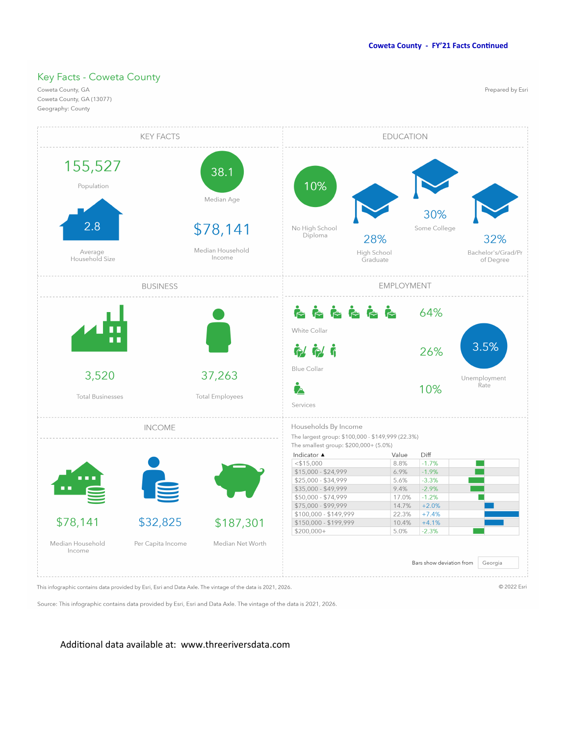**Coweta County - FY'21 Facts Continued**

## Key Facts - Coweta County

Coweta County, GA
Coweta County, GA (13077)
Geography: County

Prepared by Esri

### KEY FACTS

155,527
Population

38.1
Median Age

2.8
Average Household Size

$78,141
Median Household Income

### EDUCATION

10%
No High School Diploma

28%
High School Graduate

30%
Some College

32%
Bachelor's/Grad/Prof Degree

### BUSINESS

3,520
Total Businesses

37,263
Total Employees

### EMPLOYMENT

White Collar
64%

Blue Collar
26%

Services
10%

3.5%
Unemployment Rate

### INCOME

$78,141
Median Household Income

$32,825
Per Capita Income

$187,301
Median Net Worth

### Households By Income

The largest group: $100,000 - $149,999 (22.3%)
The smallest group: $200,000+ (5.0%)

| Indicator ▲ | Value | Diff |
|---|---|---|
| <$15,000 | 8.8% | -1.7% |
| $15,000 - $24,999 | 6.9% | -1.9% |
| $25,000 - $34,999 | 5.6% | -3.3% |
| $35,000 - $49,999 | 9.4% | -2.9% |
| $50,000 - $74,999 | 17.0% | -1.2% |
| $75,000 - $99,999 | 14.7% | +2.0% |
| $100,000 - $149,999 | 22.3% | +7.4% |
| $150,000 - $199,999 | 10.4% | +4.1% |
| $200,000+ | 5.0% | -2.3% |

Bars show deviation from Georgia

This infographic contains data provided by Esri, Esri and Data Axle. The vintage of the data is 2021, 2026.

© 2022 Esri

Source: This infographic contains data provided by Esri, Esri and Data Axle. The vintage of the data is 2021, 2026.

Additional data available at: www.threeriversdata.com